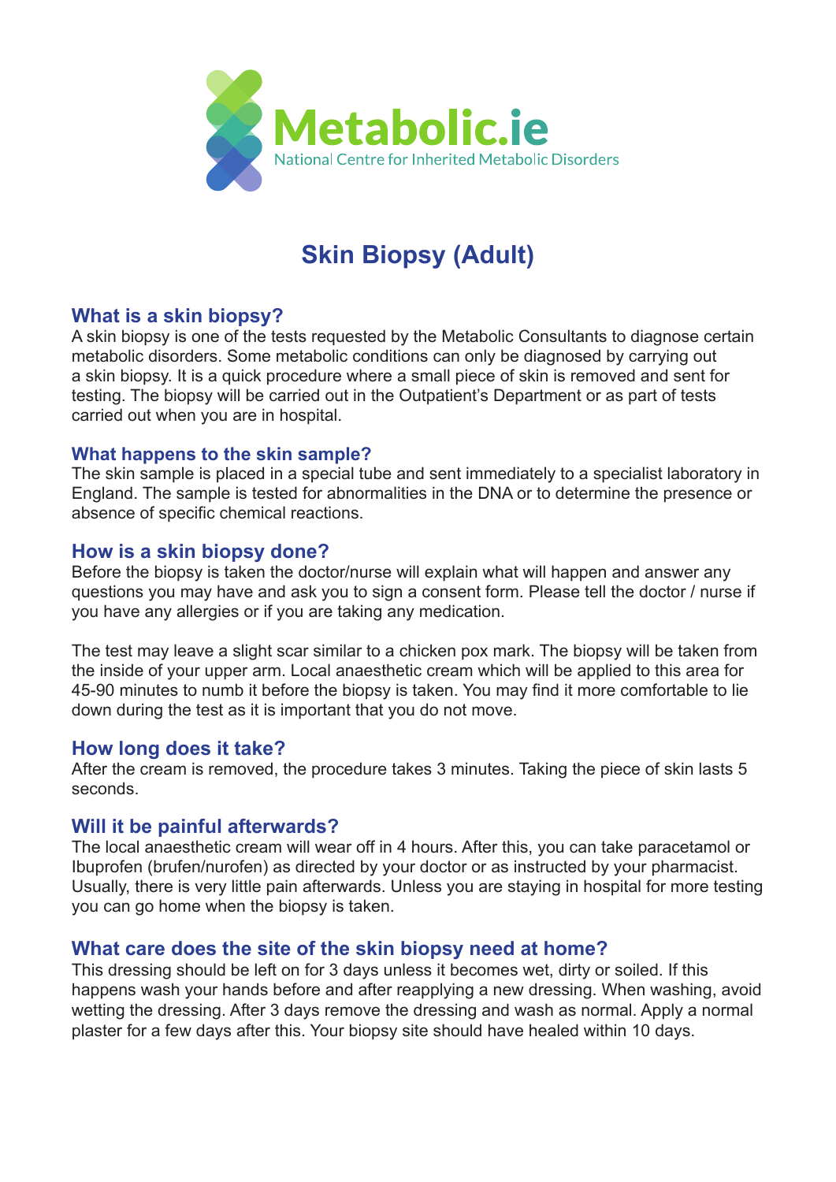Metabolic.ie

National Centre for Inherited Metabolic Disorders

# Skin Biopsy (Adult)

## What is a skin biopsy?

A skin biopsy is one of the tests requested by the Metabolic Consultants to diagnose certain metabolic disorders. Some metabolic conditions can only be diagnosed by carrying out a skin biopsy. It is a quick procedure where a small piece of skin is removed and sent for testing. The biopsy will be carried out in the Outpatient's Department or as part of tests carried out when you are in hospital.

### What happens to the skin sample?

The skin sample is placed in a special tube and sent immediately to a specialist laboratory in England. The sample is tested for abnormalities in the DNA or to determine the presence or absence of specific chemical reactions.

## How is a skin biopsy done?

Before the biopsy is taken the doctor/nurse will explain what will happen and answer any questions you may have and ask you to sign a consent form. Please tell the doctor / nurse if you have any allergies or if you are taking any medication.

The test may leave a slight scar similar to a chicken pox mark. The biopsy will be taken from the inside of your upper arm. Local anaesthetic cream which will be applied to this area for 45-90 minutes to numb it before the biopsy is taken. You may find it more comfortable to lie down during the test as it is important that you do not move.

## How long does it take?

After the cream is removed, the procedure takes 3 minutes. Taking the piece of skin lasts 5 seconds.

## Will it be painful afterwards?

The local anaesthetic cream will wear off in 4 hours. After this, you can take paracetamol or Ibuprofen (brufen/nurofen) as directed by your doctor or as instructed by your pharmacist. Usually, there is very little pain afterwards. Unless you are staying in hospital for more testing you can go home when the biopsy is taken.

## What care does the site of the skin biopsy need at home?

This dressing should be left on for 3 days unless it becomes wet, dirty or soiled. If this happens wash your hands before and after reapplying a new dressing. When washing, avoid wetting the dressing. After 3 days remove the dressing and wash as normal. Apply a normal plaster for a few days after this. Your biopsy site should have healed within 10 days.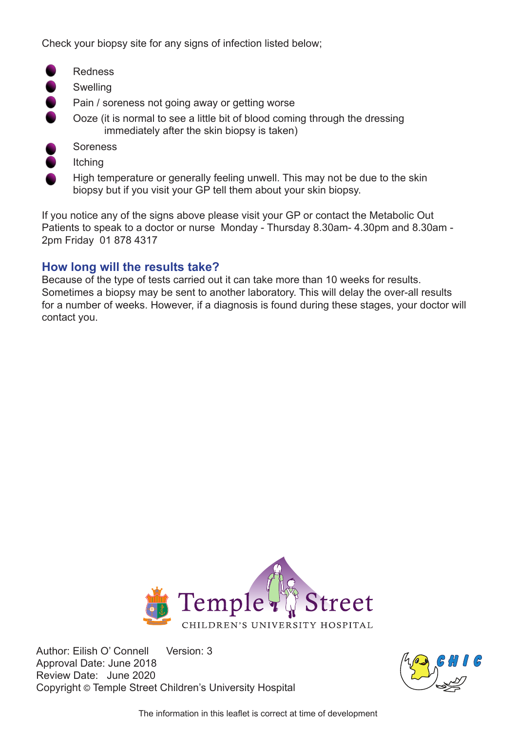Check your biopsy site for any signs of infection listed below;

- Redness
- Swelling
- Pain / soreness not going away or getting worse
- Ooze (it is normal to see a little bit of blood coming through the dressing immediately after the skin biopsy is taken)
- Soreness
- Itching
- High temperature or generally feeling unwell. This may not be due to the skin biopsy but if you visit your GP tell them about your skin biopsy.

If you notice any of the signs above please visit your GP or contact the Metabolic Out Patients to speak to a doctor or nurse Monday - Thursday 8.30am- 4.30pm and 8.30am - 2pm Friday 01 878 4317

## How long will the results take?

Because of the type of tests carried out it can take more than 10 weeks for results. Sometimes a biopsy may be sent to another laboratory. This will delay the over-all results for a number of weeks. However, if a diagnosis is found during these stages, your doctor will contact you.

Temple Street
CHILDREN'S UNIVERSITY HOSPITAL

Author: Eilish O' Connell Version: 3
Approval Date: June 2018
Review Date: June 2020
Copyright © Temple Street Children's University Hospital

CHIC

The information in this leaflet is correct at time of development